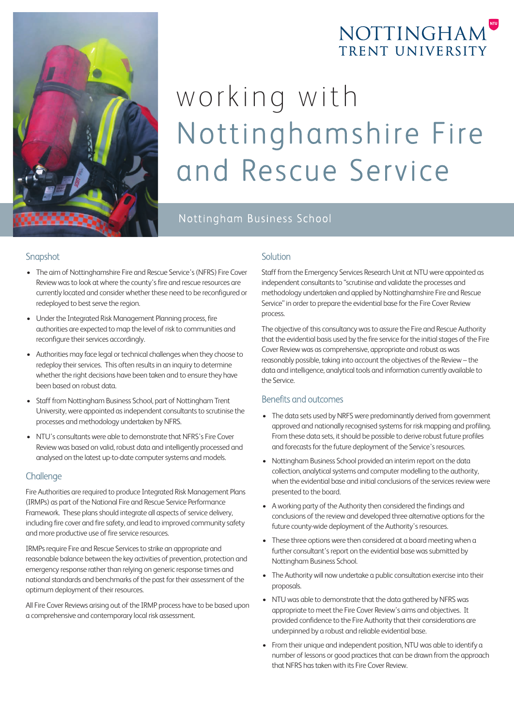NOTTINGHAM TRENT UNIVERSITY

# working with Nottinghamshire Fire and Rescue Service

Nottingham Business School

## Snapshot

- The aim of Nottinghamshire Fire and Rescue Service's (NFRS) Fire Cover Review was to look at where the county's fire and rescue resources are currently located and consider whether these need to be reconfigured or redeployed to best serve the region.
- Under the Integrated Risk Management Planning process, fire authorities are expected to map the level of risk to communities and reconfigure their services accordingly.
- Authorities may face legal or technical challenges when they choose to redeploy their services. This often results in an inquiry to determine whether the right decisions have been taken and to ensure they have been based on robust data.
- Staff from Nottingham Business School, part of Nottingham Trent University, were appointed as independent consultants to scrutinise the processes and methodology undertaken by NFRS.
- NTU's consultants were able to demonstrate that NFRS's Fire Cover Review was based on valid, robust data and intelligently processed and analysed on the latest up-to-date computer systems and models.

## Challenge

Fire Authorities are required to produce Integrated Risk Management Plans (IRMPs) as part of the National Fire and Rescue Service Performance Framework. These plans should integrate all aspects of service delivery, including fire cover and fire safety, and lead to improved community safety and more productive use of fire service resources.

IRMPs require Fire and Rescue Services to strike an appropriate and reasonable balance between the key activities of prevention, protection and emergency response rather than relying on generic response times and national standards and benchmarks of the past for their assessment of the optimum deployment of their resources.

All Fire Cover Reviews arising out of the IRMP process have to be based upon a comprehensive and contemporary local risk assessment.

## Solution

Staff from the Emergency Services Research Unit at NTU were appointed as independent consultants to "scrutinise and validate the processes and methodology undertaken and applied by Nottinghamshire Fire and Rescue Service" in order to prepare the evidential base for the Fire Cover Review process.

The objective of this consultancy was to assure the Fire and Rescue Authority that the evidential basis used by the fire service for the initial stages of the Fire Cover Review was as comprehensive, appropriate and robust as was reasonably possible, taking into account the objectives of the Review – the data and intelligence, analytical tools and information currently available to the Service.

## Benefits and outcomes

- The data sets used by NRFS were predominantly derived from government approved and nationally recognised systems for risk mapping and profiling. From these data sets, it should be possible to derive robust future profiles and forecasts for the future deployment of the Service's resources.
- Nottingham Business School provided an interim report on the data collection, analytical systems and computer modelling to the authority, when the evidential base and initial conclusions of the services review were presented to the board.
- A working party of the Authority then considered the findings and conclusions of the review and developed three alternative options for the future county-wide deployment of the Authority's resources.
- These three options were then considered at a board meeting when a further consultant's report on the evidential base was submitted by Nottingham Business School.
- The Authority will now undertake a public consultation exercise into their proposals.
- NTU was able to demonstrate that the data gathered by NFRS was appropriate to meet the Fire Cover Review's aims and objectives. It provided confidence to the Fire Authority that their considerations are underpinned by a robust and reliable evidential base.
- From their unique and independent position, NTU was able to identify a number of lessons or good practices that can be drawn from the approach that NFRS has taken with its Fire Cover Review.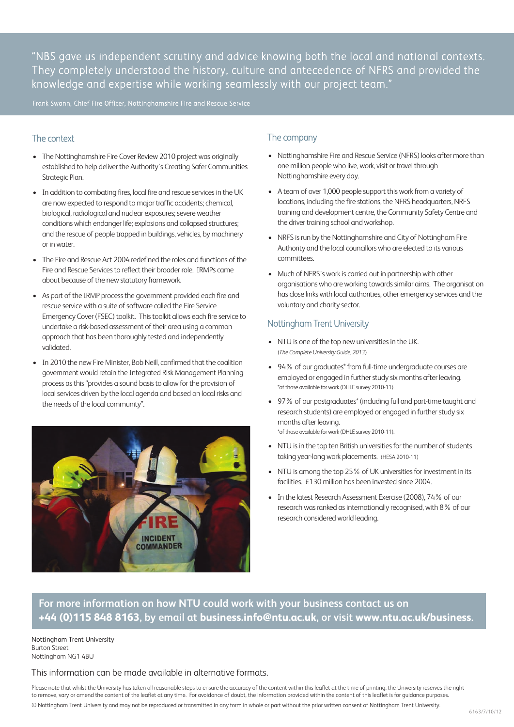"NBS gave us independent scrutiny and advice knowing both the local and national contexts. They completely understood the history, culture and antecedence of NFRS and provided the knowledge and expertise while working seamlessly with our project team."

Frank Swann, Chief Fire Officer, Nottinghamshire Fire and Rescue Service

## The context

- The Nottinghamshire Fire Cover Review 2010 project was originally established to help deliver the Authority's Creating Safer Communities Strategic Plan.
- In addition to combating fires, local fire and rescue services in the UK are now expected to respond to major traffic accidents; chemical, biological, radiological and nuclear exposures; severe weather conditions which endanger life; explosions and collapsed structures; and the rescue of people trapped in buildings, vehicles, by machinery or in water.
- The Fire and Rescue Act 2004 redefined the roles and functions of the Fire and Rescue Services to reflect their broader role. IRMPs came about because of the new statutory framework.
- As part of the IRMP process the government provided each fire and rescue service with a suite of software called the Fire Service Emergency Cover (FSEC) toolkit. This toolkit allows each fire service to undertake a risk-based assessment of their area using a common approach that has been thoroughly tested and independently validated.
- In 2010 the new Fire Minister, Bob Neill, confirmed that the coalition government would retain the Integrated Risk Management Planning process as this "provides a sound basis to allow for the provision of local services driven by the local agenda and based on local risks and the needs of the local community".

## The company

- Nottinghamshire Fire and Rescue Service (NFRS) looks after more than one million people who live, work, visit or travel through Nottinghamshire every day.
- A team of over 1,000 people support this work from a variety of locations, including the fire stations, the NFRS headquarters, NFRS training and development centre, the Community Safety Centre and the driver training school and workshop.
- NRFS is run by the Nottinghamshire and City of Nottingham Fire Authority and the local councillors who are elected to its various committees.
- Much of NFRS's work is carried out in partnership with other organisations who are working towards similar aims. The organisation has close links with local authorities, other emergency services and the voluntary and charity sector.

## Nottingham Trent University

- NTU is one of the top new universities in the UK. (*The Complete University Guide, 2013*)
- 94% of our graduates* from full-time undergraduate courses are employed or engaged in further study six months after leaving.
  *of those available for work (DHLE survey 2010-11).
- 97% of our postgraduates* (including full and part-time taught and research students) are employed or engaged in further study six months after leaving.
  *of those available for work (DHLE survey 2010-11).
- NTU is in the top ten British universities for the number of students taking year-long work placements. (HESA 2010-11)
- NTU is among the top 25% of UK universities for investment in its facilities. £130 million has been invested since 2004.
- In the latest Research Assessment Exercise (2008), 74% of our research was ranked as internationally recognised, with 8% of our research considered world leading.

**For more information on how NTU could work with your business contact us on +44 (0)115 848 8163, by email at business.info@ntu.ac.uk, or visit www.ntu.ac.uk/business.**

Nottingham Trent University
Burton Street
Nottingham NG1 4BU

This information can be made available in alternative formats.

Please note that whilst the University has taken all reasonable steps to ensure the accuracy of the content within this leaflet at the time of printing, the University reserves the right to remove, vary or amend the content of the leaflet at any time. For avoidance of doubt, the information provided within the content of this leaflet is for guidance purposes.

© Nottingham Trent University and may not be reproduced or transmitted in any form in whole or part without the prior written consent of Nottingham Trent University.

6163/7/10/12